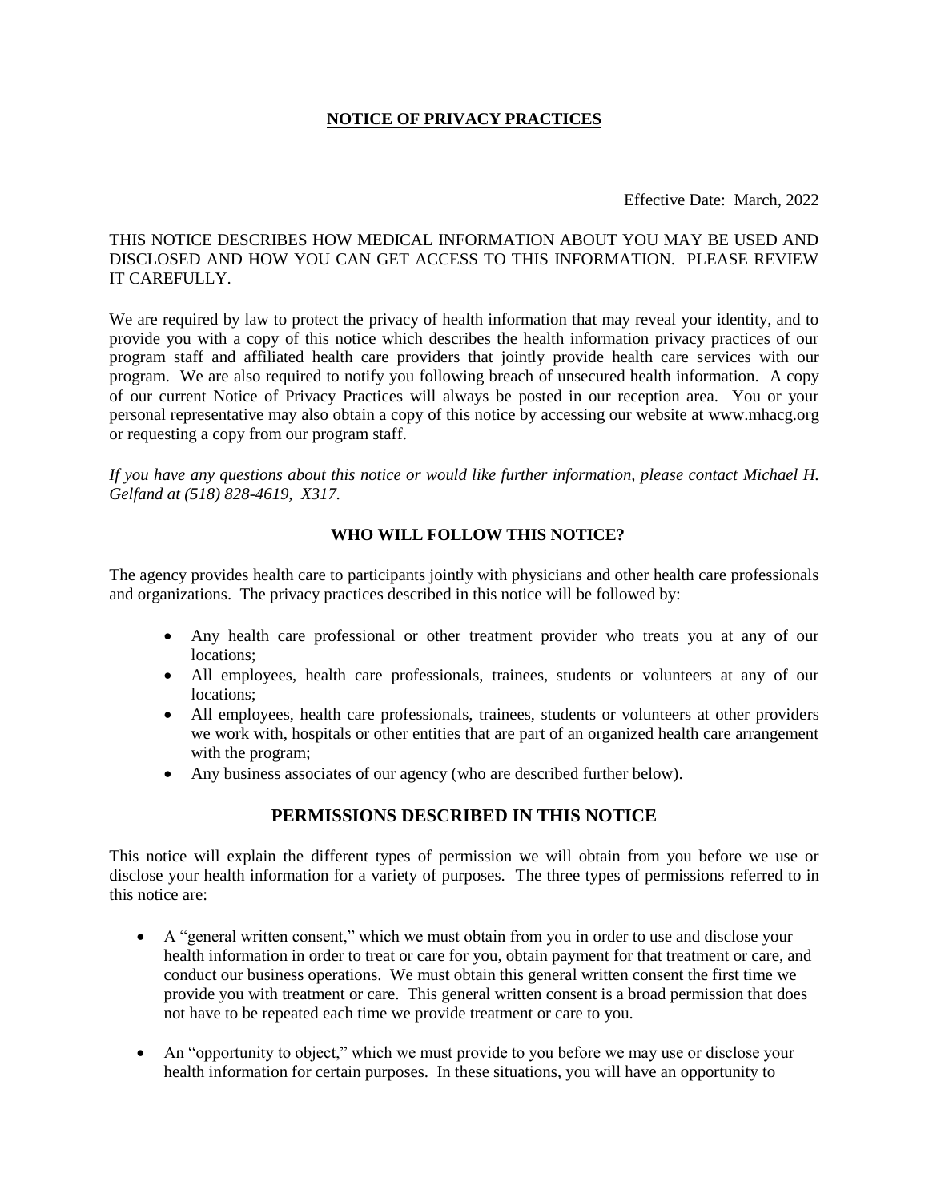# NOTICE OF PRIVACY PRACTICES

Effective Date: March, 2022

THIS NOTICE DESCRIBES HOW MEDICAL INFORMATION ABOUT YOU MAY BE USED AND DISCLOSED AND HOW YOU CAN GET ACCESS TO THIS INFORMATION. PLEASE REVIEW IT CAREFULLY.

We are required by law to protect the privacy of health information that may reveal your identity, and to provide you with a copy of this notice which describes the health information privacy practices of our program staff and affiliated health care providers that jointly provide health care services with our program. We are also required to notify you following breach of unsecured health information. A copy of our current Notice of Privacy Practices will always be posted in our reception area. You or your personal representative may also obtain a copy of this notice by accessing our website at www.mhacg.org or requesting a copy from our program staff.

*If you have any questions about this notice or would like further information, please contact Michael H. Gelfand at (518) 828-4619, X317.*

### WHO WILL FOLLOW THIS NOTICE?

The agency provides health care to participants jointly with physicians and other health care professionals and organizations. The privacy practices described in this notice will be followed by:

- Any health care professional or other treatment provider who treats you at any of our locations;
- All employees, health care professionals, trainees, students or volunteers at any of our locations;
- All employees, health care professionals, trainees, students or volunteers at other providers we work with, hospitals or other entities that are part of an organized health care arrangement with the program;
- Any business associates of our agency (who are described further below).

## PERMISSIONS DESCRIBED IN THIS NOTICE

This notice will explain the different types of permission we will obtain from you before we use or disclose your health information for a variety of purposes. The three types of permissions referred to in this notice are:

- A "general written consent," which we must obtain from you in order to use and disclose your health information in order to treat or care for you, obtain payment for that treatment or care, and conduct our business operations. We must obtain this general written consent the first time we provide you with treatment or care. This general written consent is a broad permission that does not have to be repeated each time we provide treatment or care to you.
- An "opportunity to object," which we must provide to you before we may use or disclose your health information for certain purposes. In these situations, you will have an opportunity to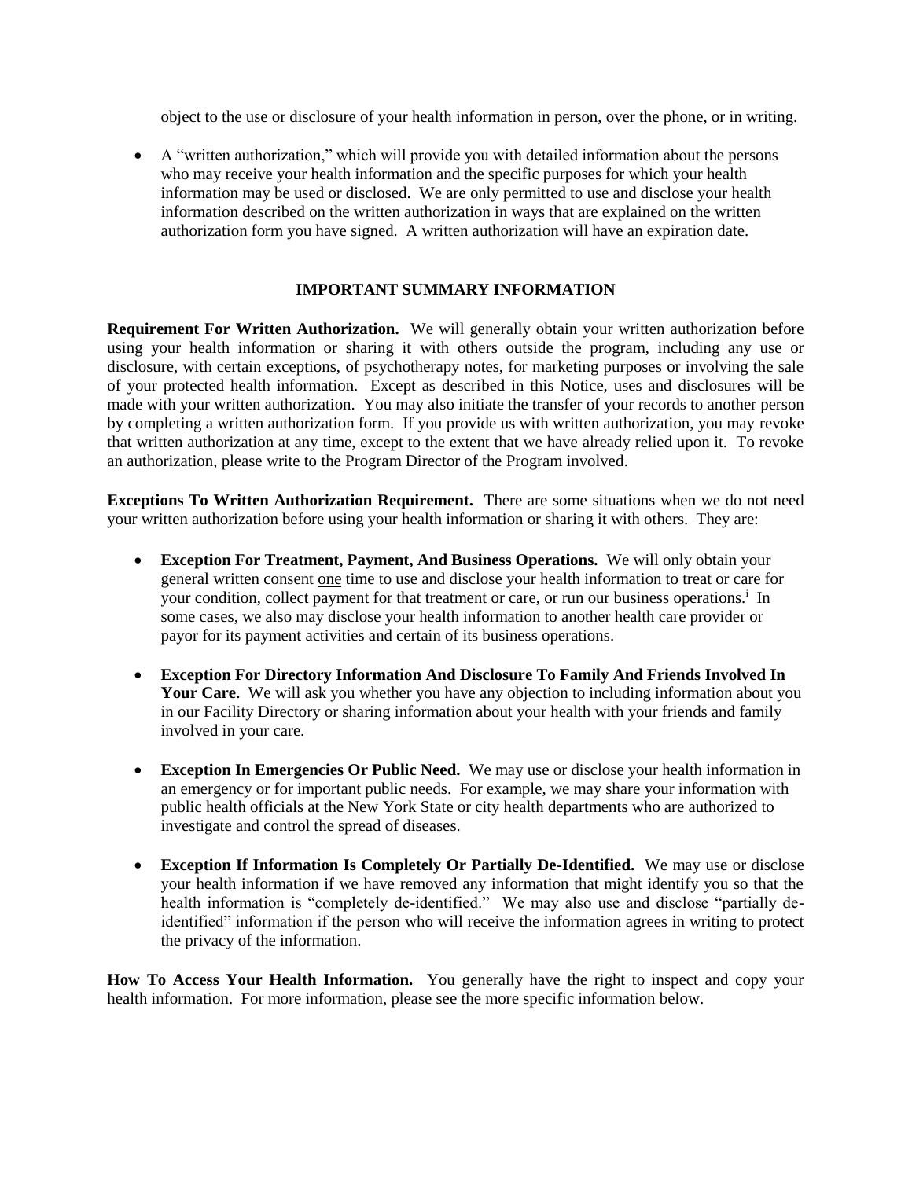object to the use or disclosure of your health information in person, over the phone, or in writing.

- A "written authorization," which will provide you with detailed information about the persons who may receive your health information and the specific purposes for which your health information may be used or disclosed. We are only permitted to use and disclose your health information described on the written authorization in ways that are explained on the written authorization form you have signed. A written authorization will have an expiration date.

## IMPORTANT SUMMARY INFORMATION

**Requirement For Written Authorization.** We will generally obtain your written authorization before using your health information or sharing it with others outside the program, including any use or disclosure, with certain exceptions, of psychotherapy notes, for marketing purposes or involving the sale of your protected health information. Except as described in this Notice, uses and disclosures will be made with your written authorization. You may also initiate the transfer of your records to another person by completing a written authorization form. If you provide us with written authorization, you may revoke that written authorization at any time, except to the extent that we have already relied upon it. To revoke an authorization, please write to the Program Director of the Program involved.

**Exceptions To Written Authorization Requirement.** There are some situations when we do not need your written authorization before using your health information or sharing it with others. They are:

- **Exception For Treatment, Payment, And Business Operations.** We will only obtain your general written consent one time to use and disclose your health information to treat or care for your condition, collect payment for that treatment or care, or run our business operations.[i] In some cases, we also may disclose your health information to another health care provider or payor for its payment activities and certain of its business operations.

- **Exception For Directory Information And Disclosure To Family And Friends Involved In Your Care.** We will ask you whether you have any objection to including information about you in our Facility Directory or sharing information about your health with your friends and family involved in your care.

- **Exception In Emergencies Or Public Need.** We may use or disclose your health information in an emergency or for important public needs. For example, we may share your information with public health officials at the New York State or city health departments who are authorized to investigate and control the spread of diseases.

- **Exception If Information Is Completely Or Partially De-Identified.** We may use or disclose your health information if we have removed any information that might identify you so that the health information is "completely de-identified." We may also use and disclose "partially de-identified" information if the person who will receive the information agrees in writing to protect the privacy of the information.

**How To Access Your Health Information.** You generally have the right to inspect and copy your health information. For more information, please see the more specific information below.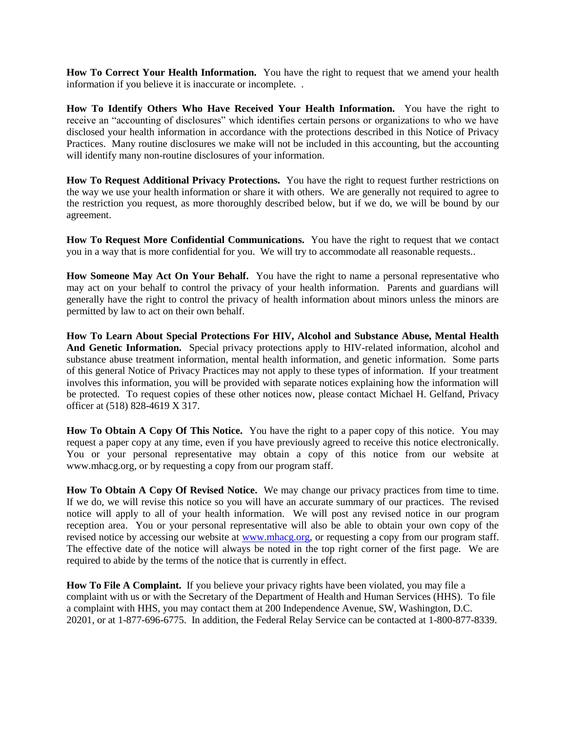**How To Correct Your Health Information.** You have the right to request that we amend your health information if you believe it is inaccurate or incomplete. .

**How To Identify Others Who Have Received Your Health Information.** You have the right to receive an "accounting of disclosures" which identifies certain persons or organizations to who we have disclosed your health information in accordance with the protections described in this Notice of Privacy Practices. Many routine disclosures we make will not be included in this accounting, but the accounting will identify many non-routine disclosures of your information.

**How To Request Additional Privacy Protections.** You have the right to request further restrictions on the way we use your health information or share it with others. We are generally not required to agree to the restriction you request, as more thoroughly described below, but if we do, we will be bound by our agreement.

**How To Request More Confidential Communications.** You have the right to request that we contact you in a way that is more confidential for you. We will try to accommodate all reasonable requests..

**How Someone May Act On Your Behalf.** You have the right to name a personal representative who may act on your behalf to control the privacy of your health information. Parents and guardians will generally have the right to control the privacy of health information about minors unless the minors are permitted by law to act on their own behalf.

**How To Learn About Special Protections For HIV, Alcohol and Substance Abuse, Mental Health And Genetic Information.** Special privacy protections apply to HIV-related information, alcohol and substance abuse treatment information, mental health information, and genetic information. Some parts of this general Notice of Privacy Practices may not apply to these types of information. If your treatment involves this information, you will be provided with separate notices explaining how the information will be protected. To request copies of these other notices now, please contact Michael H. Gelfand, Privacy officer at (518) 828-4619 X 317.

**How To Obtain A Copy Of This Notice.** You have the right to a paper copy of this notice. You may request a paper copy at any time, even if you have previously agreed to receive this notice electronically. You or your personal representative may obtain a copy of this notice from our website at www.mhacg.org, or by requesting a copy from our program staff.

**How To Obtain A Copy Of Revised Notice.** We may change our privacy practices from time to time. If we do, we will revise this notice so you will have an accurate summary of our practices. The revised notice will apply to all of your health information. We will post any revised notice in our program reception area. You or your personal representative will also be able to obtain your own copy of the revised notice by accessing our website at [www.mhacg.org](www.mhacg.org), or requesting a copy from our program staff. The effective date of the notice will always be noted in the top right corner of the first page. We are required to abide by the terms of the notice that is currently in effect.

**How To File A Complaint.** If you believe your privacy rights have been violated, you may file a complaint with us or with the Secretary of the Department of Health and Human Services (HHS). To file a complaint with HHS, you may contact them at 200 Independence Avenue, SW, Washington, D.C. 20201, or at 1-877-696-6775. In addition, the Federal Relay Service can be contacted at 1-800-877-8339.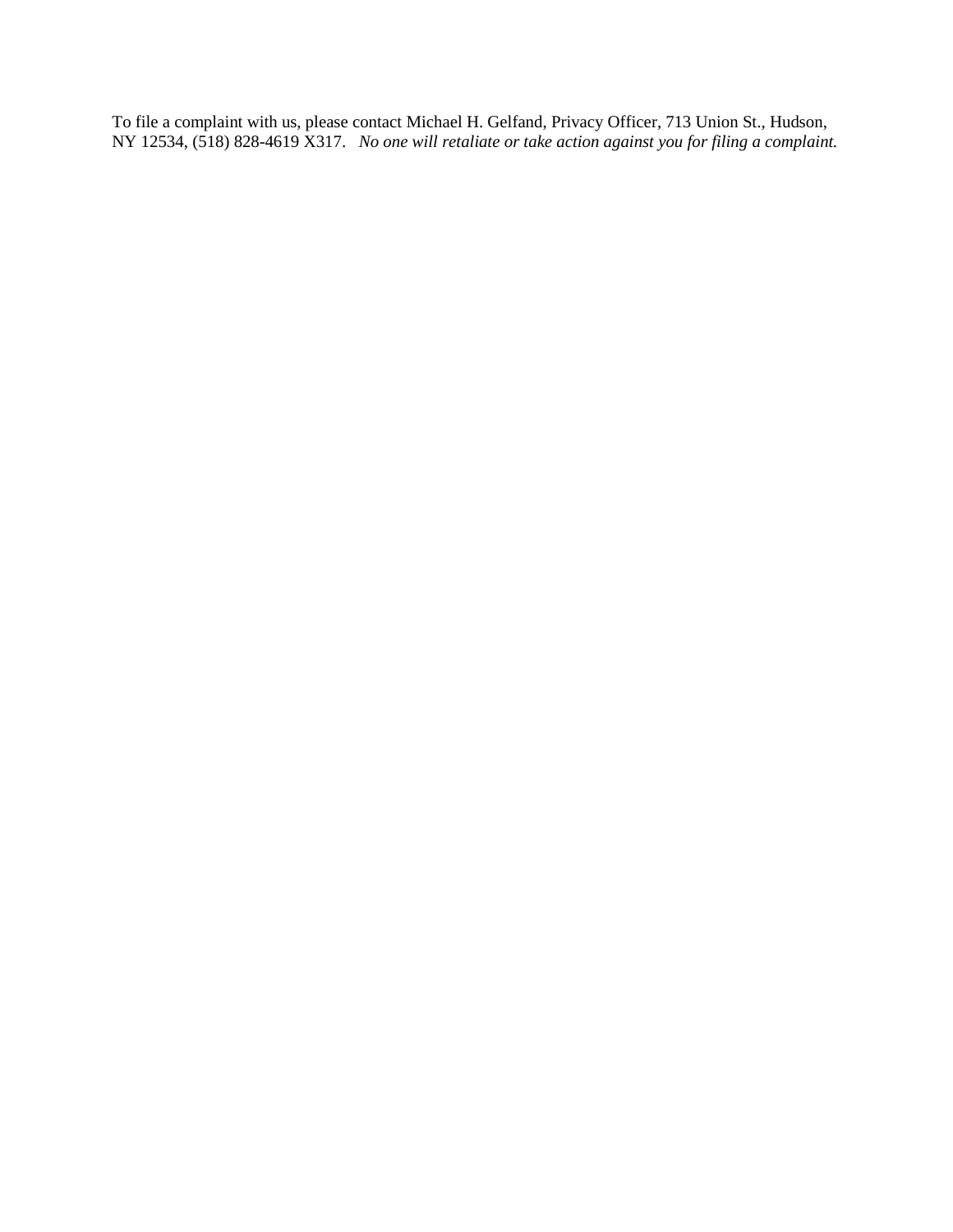To file a complaint with us, please contact Michael H. Gelfand, Privacy Officer, 713 Union St., Hudson, NY 12534, (518) 828-4619 X317. *No one will retaliate or take action against you for filing a complaint.*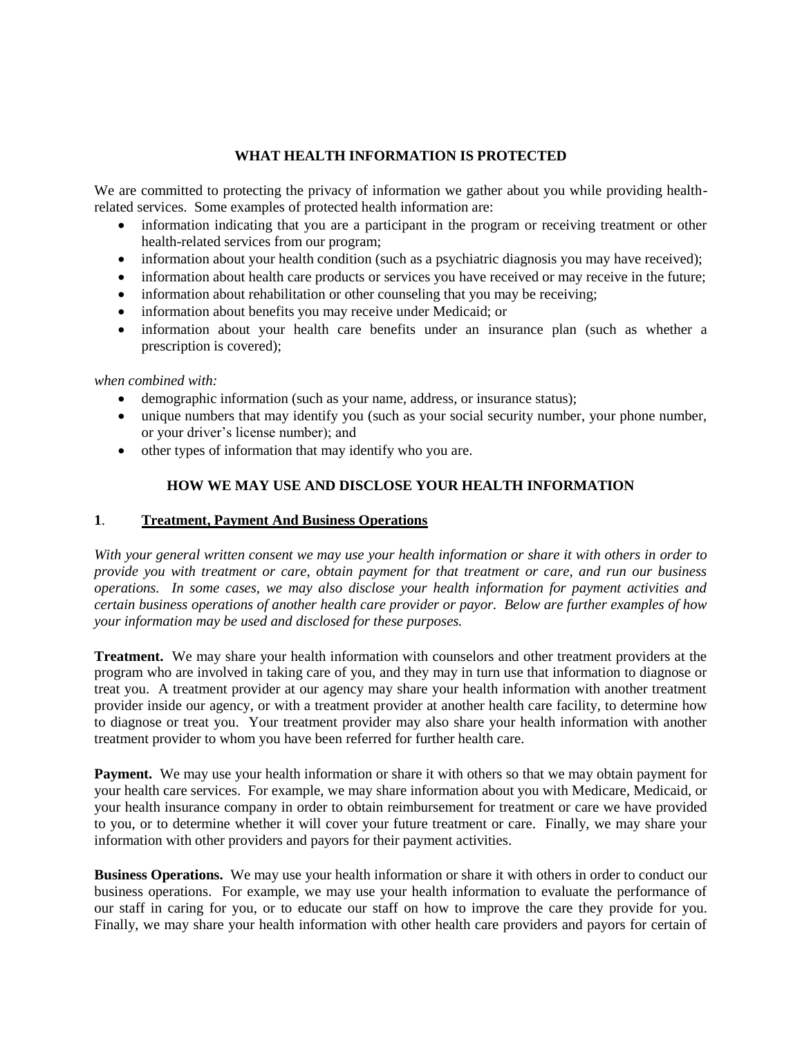## WHAT HEALTH INFORMATION IS PROTECTED

We are committed to protecting the privacy of information we gather about you while providing health-related services. Some examples of protected health information are:

- information indicating that you are a participant in the program or receiving treatment or other health-related services from our program;
- information about your health condition (such as a psychiatric diagnosis you may have received);
- information about health care products or services you have received or may receive in the future;
- information about rehabilitation or other counseling that you may be receiving;
- information about benefits you may receive under Medicaid; or
- information about your health care benefits under an insurance plan (such as whether a prescription is covered);

*when combined with:*

- demographic information (such as your name, address, or insurance status);
- unique numbers that may identify you (such as your social security number, your phone number, or your driver's license number); and
- other types of information that may identify who you are.

## HOW WE MAY USE AND DISCLOSE YOUR HEALTH INFORMATION

### 1. Treatment, Payment And Business Operations

*With your general written consent we may use your health information or share it with others in order to provide you with treatment or care, obtain payment for that treatment or care, and run our business operations. In some cases, we may also disclose your health information for payment activities and certain business operations of another health care provider or payor. Below are further examples of how your information may be used and disclosed for these purposes.*

**Treatment.** We may share your health information with counselors and other treatment providers at the program who are involved in taking care of you, and they may in turn use that information to diagnose or treat you. A treatment provider at our agency may share your health information with another treatment provider inside our agency, or with a treatment provider at another health care facility, to determine how to diagnose or treat you. Your treatment provider may also share your health information with another treatment provider to whom you have been referred for further health care.

**Payment.** We may use your health information or share it with others so that we may obtain payment for your health care services. For example, we may share information about you with Medicare, Medicaid, or your health insurance company in order to obtain reimbursement for treatment or care we have provided to you, or to determine whether it will cover your future treatment or care. Finally, we may share your information with other providers and payors for their payment activities.

**Business Operations.** We may use your health information or share it with others in order to conduct our business operations. For example, we may use your health information to evaluate the performance of our staff in caring for you, or to educate our staff on how to improve the care they provide for you. Finally, we may share your health information with other health care providers and payors for certain of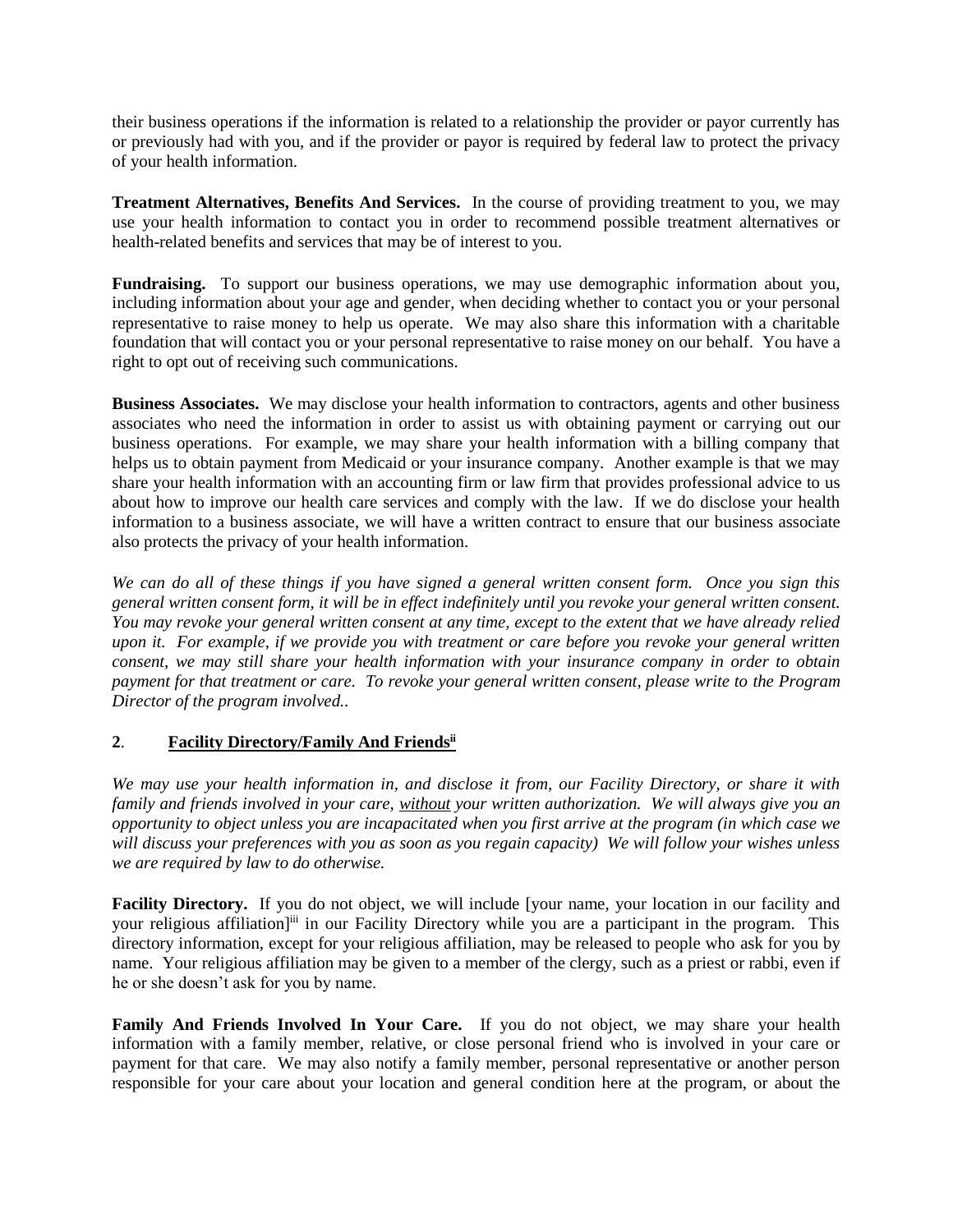their business operations if the information is related to a relationship the provider or payor currently has or previously had with you, and if the provider or payor is required by federal law to protect the privacy of your health information.

**Treatment Alternatives, Benefits And Services.** In the course of providing treatment to you, we may use your health information to contact you in order to recommend possible treatment alternatives or health-related benefits and services that may be of interest to you.

**Fundraising.** To support our business operations, we may use demographic information about you, including information about your age and gender, when deciding whether to contact you or your personal representative to raise money to help us operate. We may also share this information with a charitable foundation that will contact you or your personal representative to raise money on our behalf. You have a right to opt out of receiving such communications.

**Business Associates.** We may disclose your health information to contractors, agents and other business associates who need the information in order to assist us with obtaining payment or carrying out our business operations. For example, we may share your health information with a billing company that helps us to obtain payment from Medicaid or your insurance company. Another example is that we may share your health information with an accounting firm or law firm that provides professional advice to us about how to improve our health care services and comply with the law. If we do disclose your health information to a business associate, we will have a written contract to ensure that our business associate also protects the privacy of your health information.

*We can do all of these things if you have signed a general written consent form. Once you sign this general written consent form, it will be in effect indefinitely until you revoke your general written consent. You may revoke your general written consent at any time, except to the extent that we have already relied upon it. For example, if we provide you with treatment or care before you revoke your general written consent, we may still share your health information with your insurance company in order to obtain payment for that treatment or care. To revoke your general written consent, please write to the Program Director of the program involved..*

## **2**. **Facility Directory/Family And Friends**[ii]

*We may use your health information in, and disclose it from, our Facility Directory, or share it with family and friends involved in your care, without your written authorization. We will always give you an opportunity to object unless you are incapacitated when you first arrive at the program (in which case we will discuss your preferences with you as soon as you regain capacity) We will follow your wishes unless we are required by law to do otherwise.*

**Facility Directory.** If you do not object, we will include [your name, your location in our facility and your religious affiliation][iii] in our Facility Directory while you are a participant in the program. This directory information, except for your religious affiliation, may be released to people who ask for you by name. Your religious affiliation may be given to a member of the clergy, such as a priest or rabbi, even if he or she doesn't ask for you by name.

**Family And Friends Involved In Your Care.** If you do not object, we may share your health information with a family member, relative, or close personal friend who is involved in your care or payment for that care. We may also notify a family member, personal representative or another person responsible for your care about your location and general condition here at the program, or about the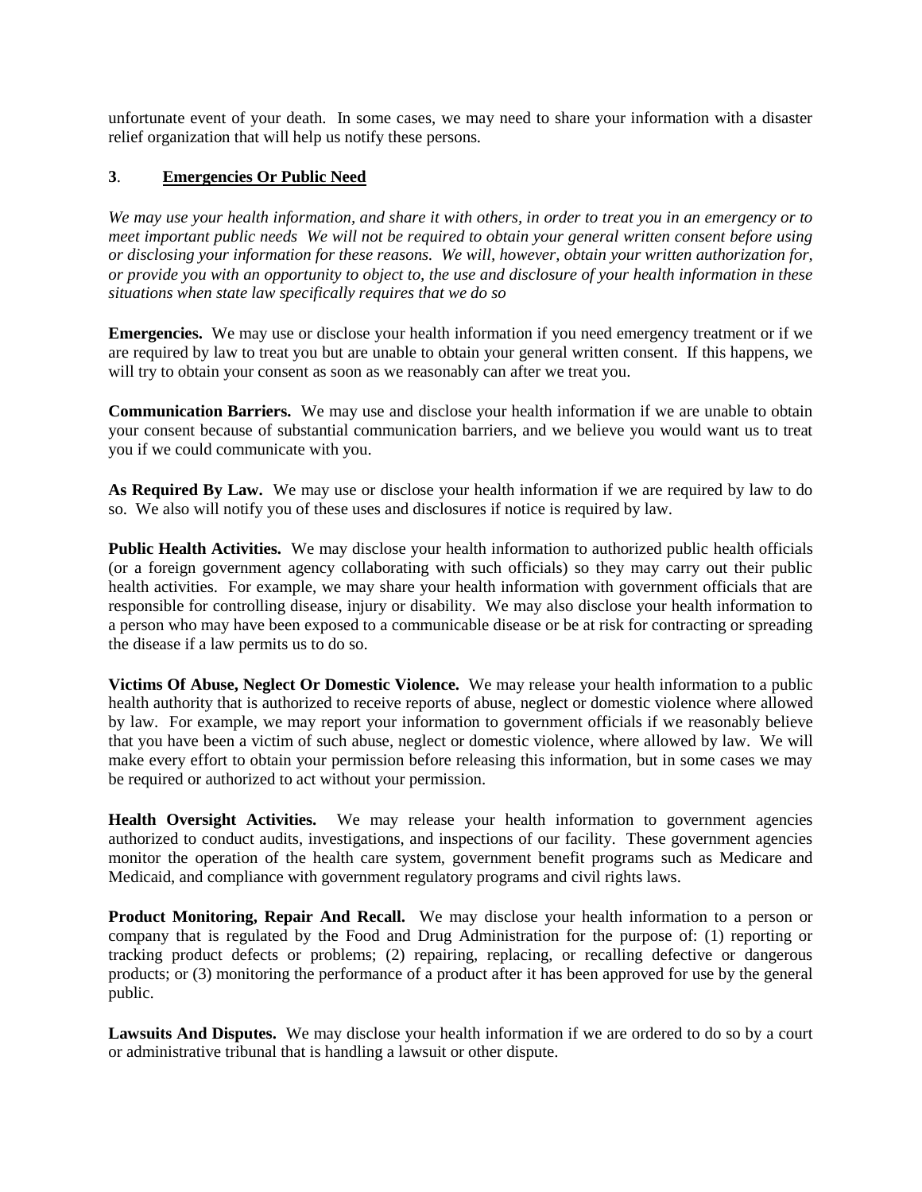unfortunate event of your death. In some cases, we may need to share your information with a disaster relief organization that will help us notify these persons.

**3**. **Emergencies Or Public Need**

*We may use your health information, and share it with others, in order to treat you in an emergency or to meet important public needs We will not be required to obtain your general written consent before using or disclosing your information for these reasons. We will, however, obtain your written authorization for, or provide you with an opportunity to object to, the use and disclosure of your health information in these situations when state law specifically requires that we do so*

**Emergencies.** We may use or disclose your health information if you need emergency treatment or if we are required by law to treat you but are unable to obtain your general written consent. If this happens, we will try to obtain your consent as soon as we reasonably can after we treat you.

**Communication Barriers.** We may use and disclose your health information if we are unable to obtain your consent because of substantial communication barriers, and we believe you would want us to treat you if we could communicate with you.

**As Required By Law.** We may use or disclose your health information if we are required by law to do so. We also will notify you of these uses and disclosures if notice is required by law.

**Public Health Activities.** We may disclose your health information to authorized public health officials (or a foreign government agency collaborating with such officials) so they may carry out their public health activities. For example, we may share your health information with government officials that are responsible for controlling disease, injury or disability. We may also disclose your health information to a person who may have been exposed to a communicable disease or be at risk for contracting or spreading the disease if a law permits us to do so.

**Victims Of Abuse, Neglect Or Domestic Violence.** We may release your health information to a public health authority that is authorized to receive reports of abuse, neglect or domestic violence where allowed by law. For example, we may report your information to government officials if we reasonably believe that you have been a victim of such abuse, neglect or domestic violence, where allowed by law. We will make every effort to obtain your permission before releasing this information, but in some cases we may be required or authorized to act without your permission.

**Health Oversight Activities.** We may release your health information to government agencies authorized to conduct audits, investigations, and inspections of our facility. These government agencies monitor the operation of the health care system, government benefit programs such as Medicare and Medicaid, and compliance with government regulatory programs and civil rights laws.

**Product Monitoring, Repair And Recall.** We may disclose your health information to a person or company that is regulated by the Food and Drug Administration for the purpose of: (1) reporting or tracking product defects or problems; (2) repairing, replacing, or recalling defective or dangerous products; or (3) monitoring the performance of a product after it has been approved for use by the general public.

**Lawsuits And Disputes.** We may disclose your health information if we are ordered to do so by a court or administrative tribunal that is handling a lawsuit or other dispute.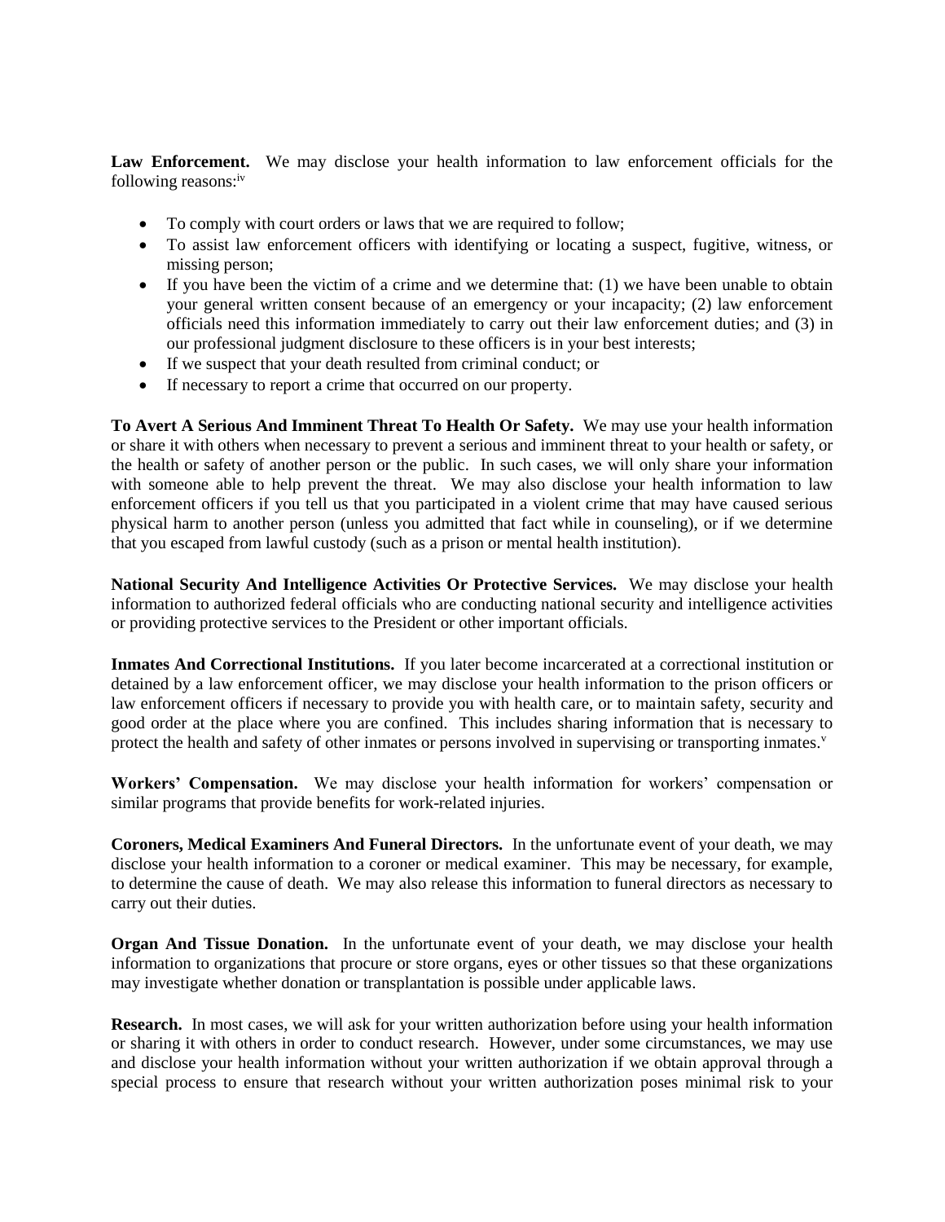**Law Enforcement.** We may disclose your health information to law enforcement officials for the following reasons:[iv]

- To comply with court orders or laws that we are required to follow;
- To assist law enforcement officers with identifying or locating a suspect, fugitive, witness, or missing person;
- If you have been the victim of a crime and we determine that: (1) we have been unable to obtain your general written consent because of an emergency or your incapacity; (2) law enforcement officials need this information immediately to carry out their law enforcement duties; and (3) in our professional judgment disclosure to these officers is in your best interests;
- If we suspect that your death resulted from criminal conduct; or
- If necessary to report a crime that occurred on our property.

**To Avert A Serious And Imminent Threat To Health Or Safety.** We may use your health information or share it with others when necessary to prevent a serious and imminent threat to your health or safety, or the health or safety of another person or the public. In such cases, we will only share your information with someone able to help prevent the threat. We may also disclose your health information to law enforcement officers if you tell us that you participated in a violent crime that may have caused serious physical harm to another person (unless you admitted that fact while in counseling), or if we determine that you escaped from lawful custody (such as a prison or mental health institution).

**National Security And Intelligence Activities Or Protective Services.** We may disclose your health information to authorized federal officials who are conducting national security and intelligence activities or providing protective services to the President or other important officials.

**Inmates And Correctional Institutions.** If you later become incarcerated at a correctional institution or detained by a law enforcement officer, we may disclose your health information to the prison officers or law enforcement officers if necessary to provide you with health care, or to maintain safety, security and good order at the place where you are confined. This includes sharing information that is necessary to protect the health and safety of other inmates or persons involved in supervising or transporting inmates.[v]

**Workers' Compensation.** We may disclose your health information for workers' compensation or similar programs that provide benefits for work-related injuries.

**Coroners, Medical Examiners And Funeral Directors.** In the unfortunate event of your death, we may disclose your health information to a coroner or medical examiner. This may be necessary, for example, to determine the cause of death. We may also release this information to funeral directors as necessary to carry out their duties.

**Organ And Tissue Donation.** In the unfortunate event of your death, we may disclose your health information to organizations that procure or store organs, eyes or other tissues so that these organizations may investigate whether donation or transplantation is possible under applicable laws.

**Research.** In most cases, we will ask for your written authorization before using your health information or sharing it with others in order to conduct research. However, under some circumstances, we may use and disclose your health information without your written authorization if we obtain approval through a special process to ensure that research without your written authorization poses minimal risk to your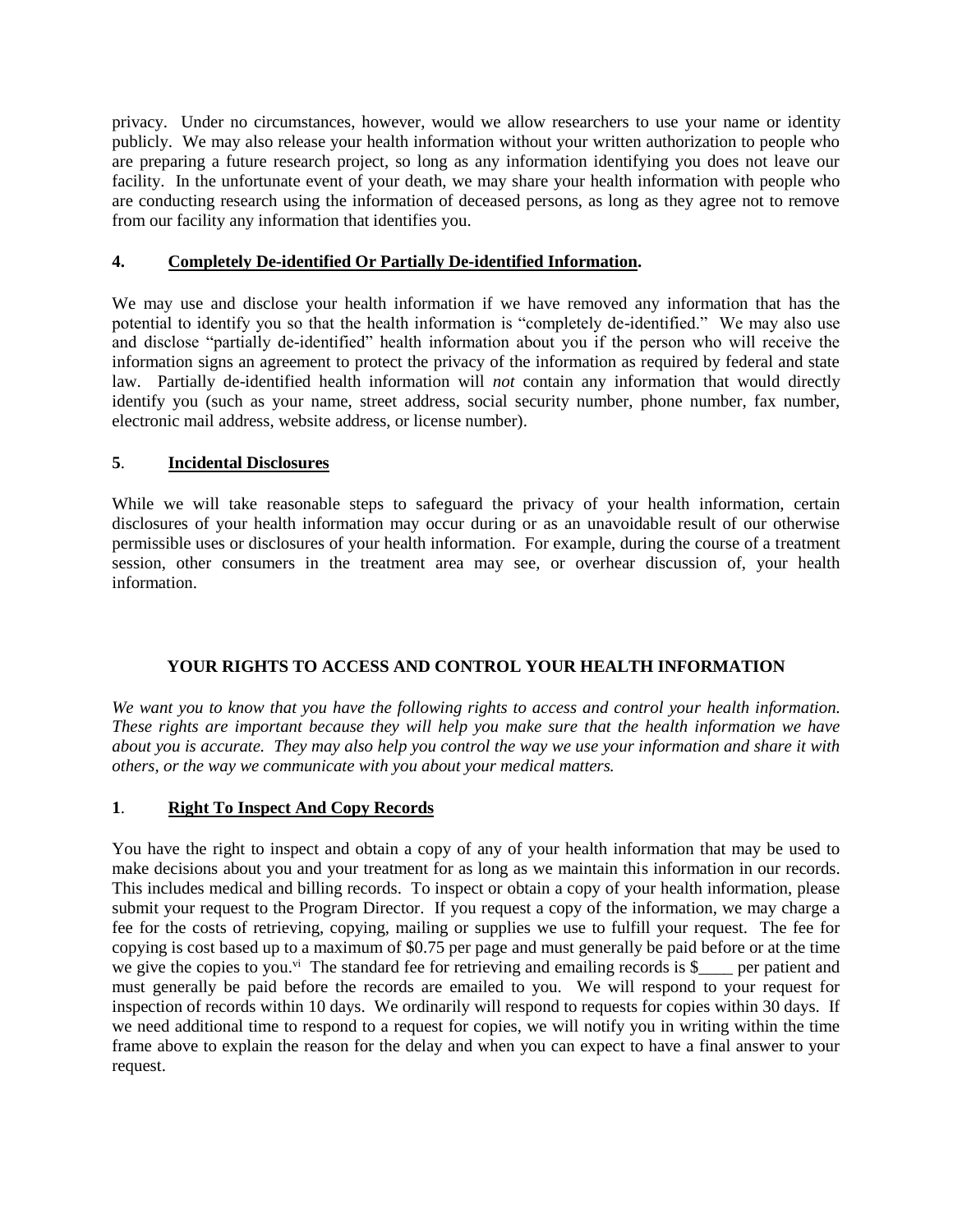privacy. Under no circumstances, however, would we allow researchers to use your name or identity publicly. We may also release your health information without your written authorization to people who are preparing a future research project, so long as any information identifying you does not leave our facility. In the unfortunate event of your death, we may share your health information with people who are conducting research using the information of deceased persons, as long as they agree not to remove from our facility any information that identifies you.

### 4. Completely De-identified Or Partially De-identified Information.

We may use and disclose your health information if we have removed any information that has the potential to identify you so that the health information is "completely de-identified." We may also use and disclose "partially de-identified" health information about you if the person who will receive the information signs an agreement to protect the privacy of the information as required by federal and state law. Partially de-identified health information will *not* contain any information that would directly identify you (such as your name, street address, social security number, phone number, fax number, electronic mail address, website address, or license number).

### 5. Incidental Disclosures

While we will take reasonable steps to safeguard the privacy of your health information, certain disclosures of your health information may occur during or as an unavoidable result of our otherwise permissible uses or disclosures of your health information. For example, during the course of a treatment session, other consumers in the treatment area may see, or overhear discussion of, your health information.

## YOUR RIGHTS TO ACCESS AND CONTROL YOUR HEALTH INFORMATION

*We want you to know that you have the following rights to access and control your health information. These rights are important because they will help you make sure that the health information we have about you is accurate. They may also help you control the way we use your information and share it with others, or the way we communicate with you about your medical matters.*

### 1. Right To Inspect And Copy Records

You have the right to inspect and obtain a copy of any of your health information that may be used to make decisions about you and your treatment for as long as we maintain this information in our records. This includes medical and billing records. To inspect or obtain a copy of your health information, please submit your request to the Program Director. If you request a copy of the information, we may charge a fee for the costs of retrieving, copying, mailing or supplies we use to fulfill your request. The fee for copying is cost based up to a maximum of $0.75 per page and must generally be paid before or at the time we give the copies to you.[vi] The standard fee for retrieving and emailing records is $____ per patient and must generally be paid before the records are emailed to you. We will respond to your request for inspection of records within 10 days. We ordinarily will respond to requests for copies within 30 days. If we need additional time to respond to a request for copies, we will notify you in writing within the time frame above to explain the reason for the delay and when you can expect to have a final answer to your request.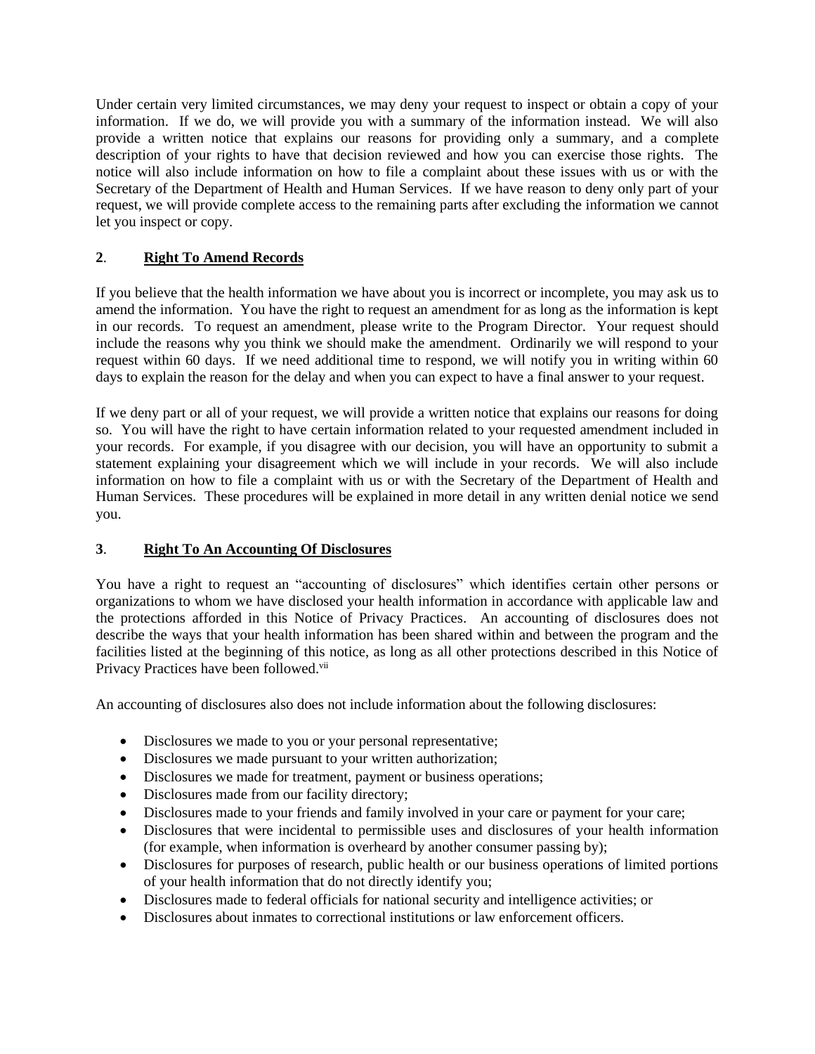Under certain very limited circumstances, we may deny your request to inspect or obtain a copy of your information. If we do, we will provide you with a summary of the information instead. We will also provide a written notice that explains our reasons for providing only a summary, and a complete description of your rights to have that decision reviewed and how you can exercise those rights. The notice will also include information on how to file a complaint about these issues with us or with the Secretary of the Department of Health and Human Services. If we have reason to deny only part of your request, we will provide complete access to the remaining parts after excluding the information we cannot let you inspect or copy.

## 2. Right To Amend Records

If you believe that the health information we have about you is incorrect or incomplete, you may ask us to amend the information. You have the right to request an amendment for as long as the information is kept in our records. To request an amendment, please write to the Program Director. Your request should include the reasons why you think we should make the amendment. Ordinarily we will respond to your request within 60 days. If we need additional time to respond, we will notify you in writing within 60 days to explain the reason for the delay and when you can expect to have a final answer to your request.

If we deny part or all of your request, we will provide a written notice that explains our reasons for doing so. You will have the right to have certain information related to your requested amendment included in your records. For example, if you disagree with our decision, you will have an opportunity to submit a statement explaining your disagreement which we will include in your records. We will also include information on how to file a complaint with us or with the Secretary of the Department of Health and Human Services. These procedures will be explained in more detail in any written denial notice we send you.

## 3. Right To An Accounting Of Disclosures

You have a right to request an "accounting of disclosures" which identifies certain other persons or organizations to whom we have disclosed your health information in accordance with applicable law and the protections afforded in this Notice of Privacy Practices. An accounting of disclosures does not describe the ways that your health information has been shared within and between the program and the facilities listed at the beginning of this notice, as long as all other protections described in this Notice of Privacy Practices have been followed.[vii]

An accounting of disclosures also does not include information about the following disclosures:

- Disclosures we made to you or your personal representative;
- Disclosures we made pursuant to your written authorization;
- Disclosures we made for treatment, payment or business operations;
- Disclosures made from our facility directory;
- Disclosures made to your friends and family involved in your care or payment for your care;
- Disclosures that were incidental to permissible uses and disclosures of your health information (for example, when information is overheard by another consumer passing by);
- Disclosures for purposes of research, public health or our business operations of limited portions of your health information that do not directly identify you;
- Disclosures made to federal officials for national security and intelligence activities; or
- Disclosures about inmates to correctional institutions or law enforcement officers.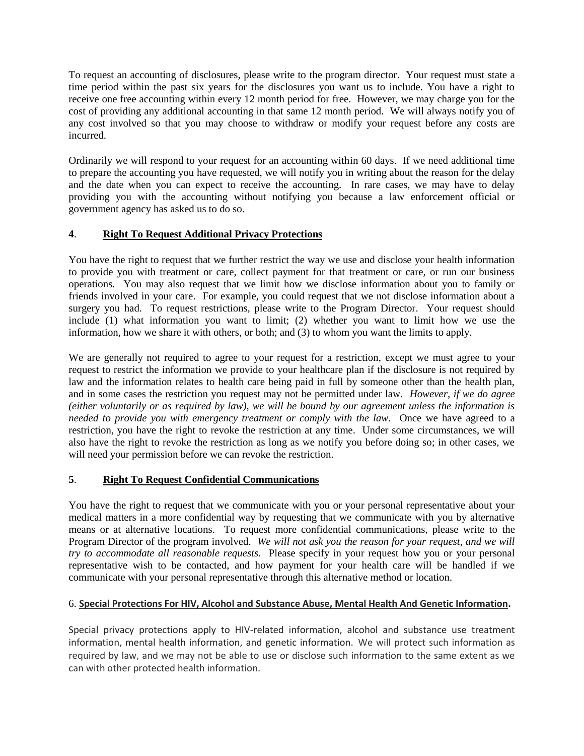To request an accounting of disclosures, please write to the program director. Your request must state a time period within the past six years for the disclosures you want us to include. You have a right to receive one free accounting within every 12 month period for free. However, we may charge you for the cost of providing any additional accounting in that same 12 month period. We will always notify you of any cost involved so that you may choose to withdraw or modify your request before any costs are incurred.

Ordinarily we will respond to your request for an accounting within 60 days. If we need additional time to prepare the accounting you have requested, we will notify you in writing about the reason for the delay and the date when you can expect to receive the accounting. In rare cases, we may have to delay providing you with the accounting without notifying you because a law enforcement official or government agency has asked us to do so.

**4**. **Right To Request Additional Privacy Protections**

You have the right to request that we further restrict the way we use and disclose your health information to provide you with treatment or care, collect payment for that treatment or care, or run our business operations. You may also request that we limit how we disclose information about you to family or friends involved in your care. For example, you could request that we not disclose information about a surgery you had. To request restrictions, please write to the Program Director. Your request should include (1) what information you want to limit; (2) whether you want to limit how we use the information, how we share it with others, or both; and (3) to whom you want the limits to apply.

We are generally not required to agree to your request for a restriction, except we must agree to your request to restrict the information we provide to your healthcare plan if the disclosure is not required by law and the information relates to health care being paid in full by someone other than the health plan, and in some cases the restriction you request may not be permitted under law. *However, if we do agree (either voluntarily or as required by law), we will be bound by our agreement unless the information is needed to provide you with emergency treatment or comply with the law.* Once we have agreed to a restriction, you have the right to revoke the restriction at any time. Under some circumstances, we will also have the right to revoke the restriction as long as we notify you before doing so; in other cases, we will need your permission before we can revoke the restriction.

**5**. **Right To Request Confidential Communications**

You have the right to request that we communicate with you or your personal representative about your medical matters in a more confidential way by requesting that we communicate with you by alternative means or at alternative locations. To request more confidential communications, please write to the Program Director of the program involved. *We will not ask you the reason for your request, and we will try to accommodate all reasonable requests.* Please specify in your request how you or your personal representative wish to be contacted, and how payment for your health care will be handled if we communicate with your personal representative through this alternative method or location.

6. **Special Protections For HIV, Alcohol and Substance Abuse, Mental Health And Genetic Information.**

Special privacy protections apply to HIV-related information, alcohol and substance use treatment information, mental health information, and genetic information. We will protect such information as required by law, and we may not be able to use or disclose such information to the same extent as we can with other protected health information.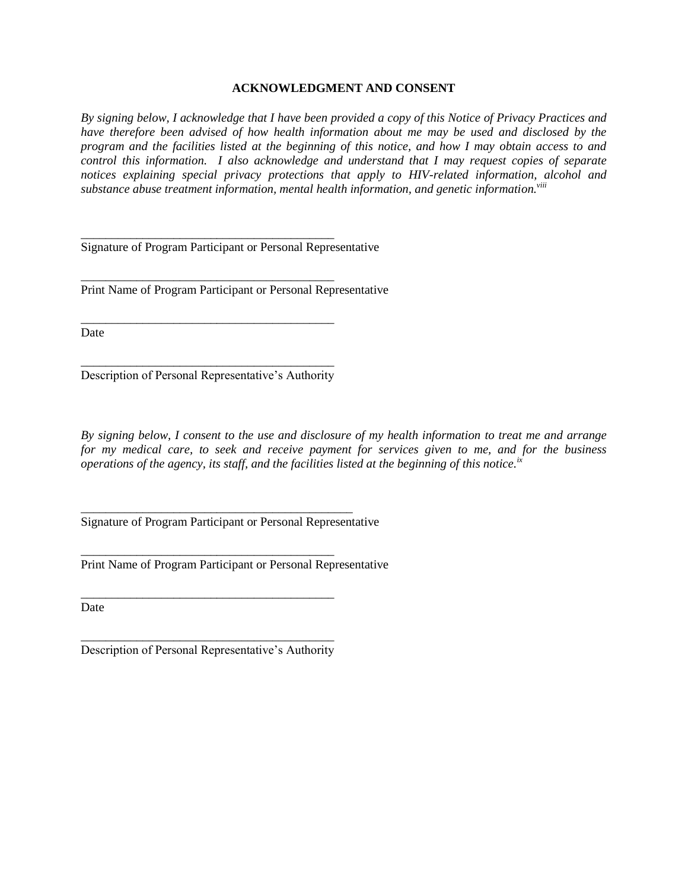**ACKNOWLEDGMENT AND CONSENT**

*By signing below, I acknowledge that I have been provided a copy of this Notice of Privacy Practices and have therefore been advised of how health information about me may be used and disclosed by the program and the facilities listed at the beginning of this notice, and how I may obtain access to and control this information. I also acknowledge and understand that I may request copies of separate notices explaining special privacy protections that apply to HIV-related information, alcohol and substance abuse treatment information, mental health information, and genetic information.*[viii]

\_\_\_\_\_\_\_\_\_\_\_\_\_\_\_\_\_\_\_\_\_\_\_\_\_\_\_\_\_\_\_\_\_\_\_\_\_\_\_\_\_\_
Signature of Program Participant or Personal Representative

\_\_\_\_\_\_\_\_\_\_\_\_\_\_\_\_\_\_\_\_\_\_\_\_\_\_\_\_\_\_\_\_\_\_\_\_\_\_\_\_\_\_
Print Name of Program Participant or Personal Representative

\_\_\_\_\_\_\_\_\_\_\_\_\_\_\_\_\_\_\_\_\_\_\_\_\_\_\_\_\_\_\_\_\_\_\_\_\_\_\_\_\_\_
Date

\_\_\_\_\_\_\_\_\_\_\_\_\_\_\_\_\_\_\_\_\_\_\_\_\_\_\_\_\_\_\_\_\_\_\_\_\_\_\_\_\_\_
Description of Personal Representative's Authority

*By signing below, I consent to the use and disclosure of my health information to treat me and arrange for my medical care, to seek and receive payment for services given to me, and for the business operations of the agency, its staff, and the facilities listed at the beginning of this notice.*[ix]

\_\_\_\_\_\_\_\_\_\_\_\_\_\_\_\_\_\_\_\_\_\_\_\_\_\_\_\_\_\_\_\_\_\_\_\_\_\_\_\_\_\_\_\_\_
Signature of Program Participant or Personal Representative

\_\_\_\_\_\_\_\_\_\_\_\_\_\_\_\_\_\_\_\_\_\_\_\_\_\_\_\_\_\_\_\_\_\_\_\_\_\_\_\_\_\_
Print Name of Program Participant or Personal Representative

\_\_\_\_\_\_\_\_\_\_\_\_\_\_\_\_\_\_\_\_\_\_\_\_\_\_\_\_\_\_\_\_\_\_\_\_\_\_\_\_\_\_
Date

\_\_\_\_\_\_\_\_\_\_\_\_\_\_\_\_\_\_\_\_\_\_\_\_\_\_\_\_\_\_\_\_\_\_\_\_\_\_\_\_\_\_
Description of Personal Representative's Authority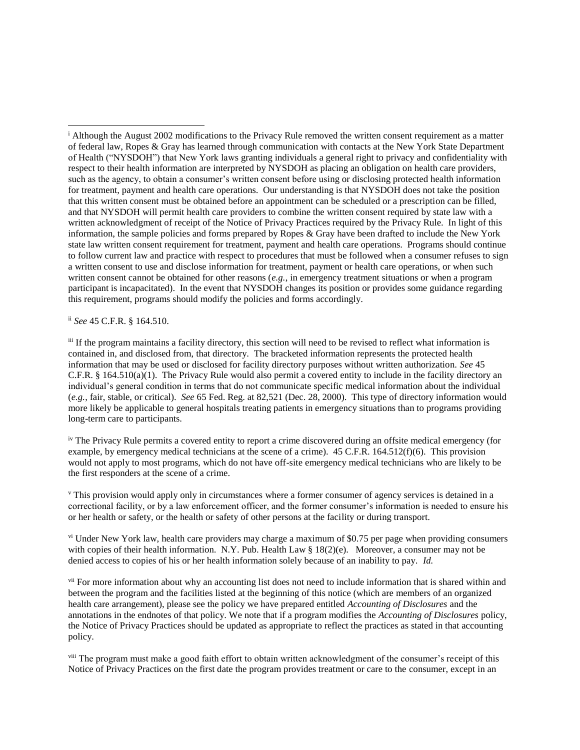---

[i] Although the August 2002 modifications to the Privacy Rule removed the written consent requirement as a matter of federal law, Ropes & Gray has learned through communication with contacts at the New York State Department of Health ("NYSDOH") that New York laws granting individuals a general right to privacy and confidentiality with respect to their health information are interpreted by NYSDOH as placing an obligation on health care providers, such as the agency, to obtain a consumer's written consent before using or disclosing protected health information for treatment, payment and health care operations. Our understanding is that NYSDOH does not take the position that this written consent must be obtained before an appointment can be scheduled or a prescription can be filled, and that NYSDOH will permit health care providers to combine the written consent required by state law with a written acknowledgment of receipt of the Notice of Privacy Practices required by the Privacy Rule. In light of this information, the sample policies and forms prepared by Ropes & Gray have been drafted to include the New York state law written consent requirement for treatment, payment and health care operations. Programs should continue to follow current law and practice with respect to procedures that must be followed when a consumer refuses to sign a written consent to use and disclose information for treatment, payment or health care operations, or when such written consent cannot be obtained for other reasons (*e.g.*, in emergency treatment situations or when a program participant is incapacitated). In the event that NYSDOH changes its position or provides some guidance regarding this requirement, programs should modify the policies and forms accordingly.

[ii] *See* 45 C.F.R. § 164.510.

[iii] If the program maintains a facility directory, this section will need to be revised to reflect what information is contained in, and disclosed from, that directory. The bracketed information represents the protected health information that may be used or disclosed for facility directory purposes without written authorization. *See* 45 C.F.R. § 164.510(a)(1). The Privacy Rule would also permit a covered entity to include in the facility directory an individual's general condition in terms that do not communicate specific medical information about the individual (*e.g.*, fair, stable, or critical). *See* 65 Fed. Reg. at 82,521 (Dec. 28, 2000). This type of directory information would more likely be applicable to general hospitals treating patients in emergency situations than to programs providing long-term care to participants.

[iv] The Privacy Rule permits a covered entity to report a crime discovered during an offsite medical emergency (for example, by emergency medical technicians at the scene of a crime). 45 C.F.R. 164.512(f)(6). This provision would not apply to most programs, which do not have off-site emergency medical technicians who are likely to be the first responders at the scene of a crime.

[v] This provision would apply only in circumstances where a former consumer of agency services is detained in a correctional facility, or by a law enforcement officer, and the former consumer's information is needed to ensure his or her health or safety, or the health or safety of other persons at the facility or during transport.

[vi] Under New York law, health care providers may charge a maximum of $0.75 per page when providing consumers with copies of their health information. N.Y. Pub. Health Law § 18(2)(e). Moreover, a consumer may not be denied access to copies of his or her health information solely because of an inability to pay. *Id.*

[vii] For more information about why an accounting list does not need to include information that is shared within and between the program and the facilities listed at the beginning of this notice (which are members of an organized health care arrangement), please see the policy we have prepared entitled *Accounting of Disclosures* and the annotations in the endnotes of that policy. We note that if a program modifies the *Accounting of Disclosures* policy, the Notice of Privacy Practices should be updated as appropriate to reflect the practices as stated in that accounting policy.

[viii] The program must make a good faith effort to obtain written acknowledgment of the consumer's receipt of this Notice of Privacy Practices on the first date the program provides treatment or care to the consumer, except in an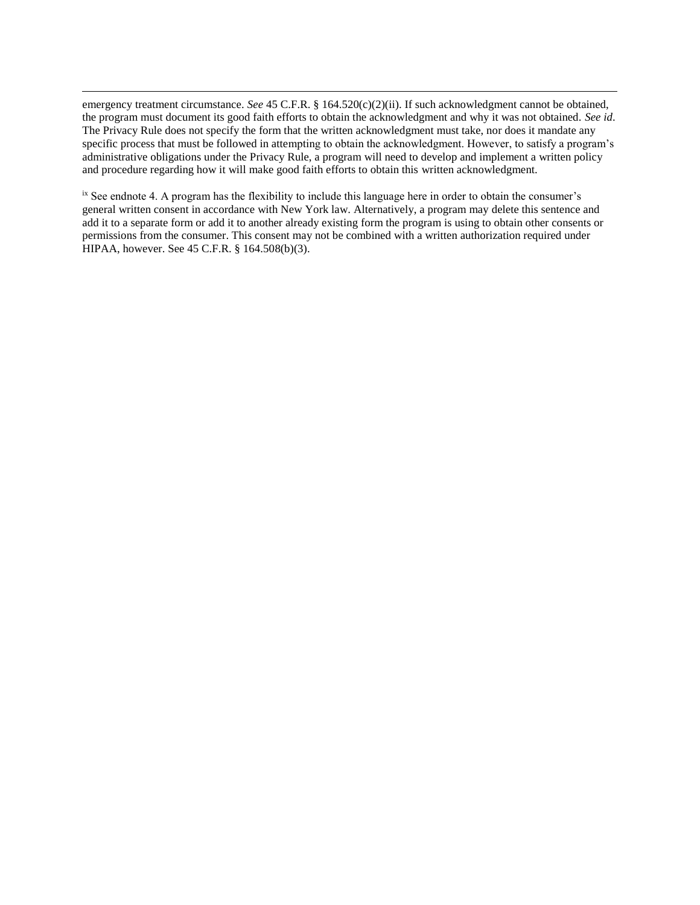emergency treatment circumstance. *See* 45 C.F.R. § 164.520(c)(2)(ii). If such acknowledgment cannot be obtained, the program must document its good faith efforts to obtain the acknowledgment and why it was not obtained. *See id*. The Privacy Rule does not specify the form that the written acknowledgment must take, nor does it mandate any specific process that must be followed in attempting to obtain the acknowledgment. However, to satisfy a program's administrative obligations under the Privacy Rule, a program will need to develop and implement a written policy and procedure regarding how it will make good faith efforts to obtain this written acknowledgment.

[ix] See endnote 4. A program has the flexibility to include this language here in order to obtain the consumer's general written consent in accordance with New York law. Alternatively, a program may delete this sentence and add it to a separate form or add it to another already existing form the program is using to obtain other consents or permissions from the consumer. This consent may not be combined with a written authorization required under HIPAA, however. See 45 C.F.R. § 164.508(b)(3).